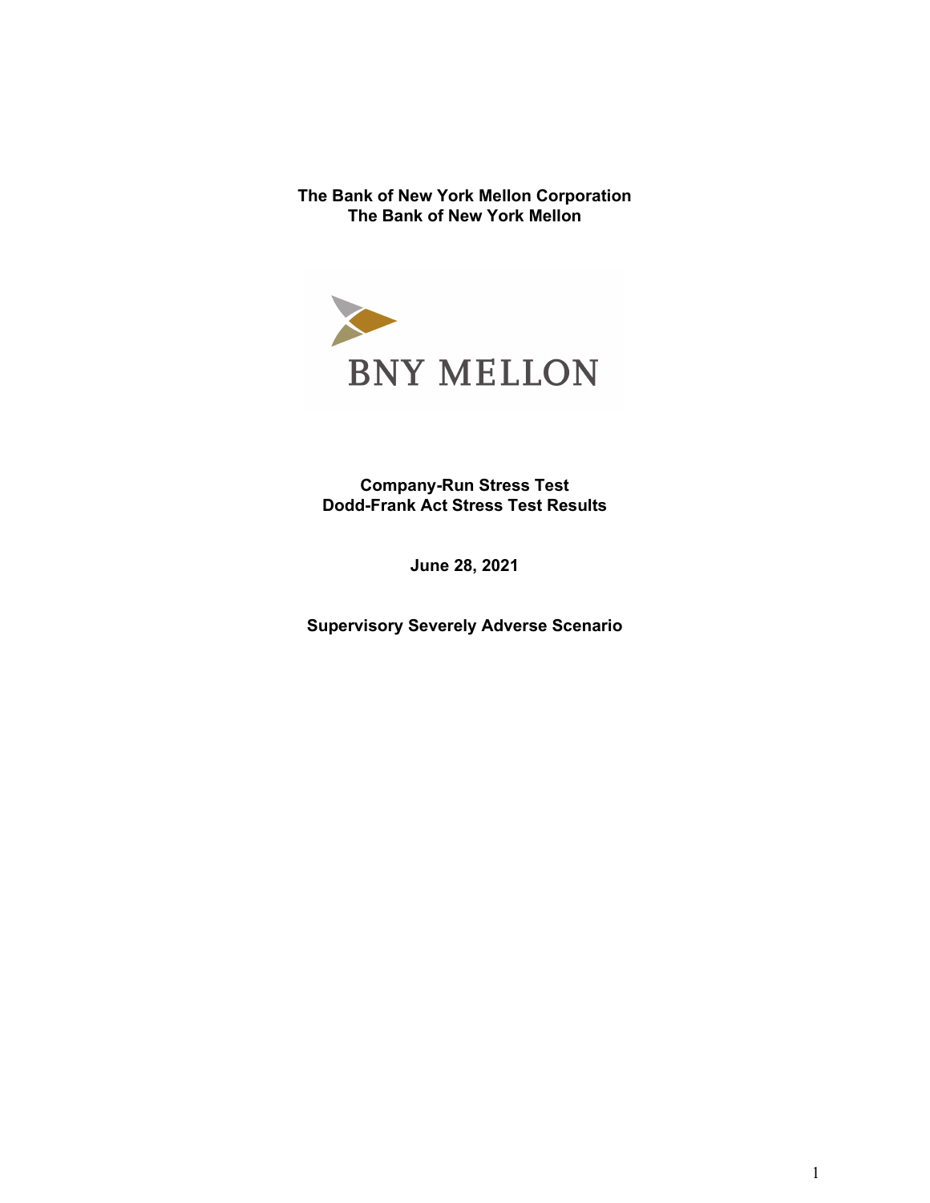**The Bank of New York Mellon Corporation**
**The Bank of New York Mellon**

BNY MELLON

**Company-Run Stress Test**
**Dodd-Frank Act Stress Test Results**

**June 28, 2021**

**Supervisory Severely Adverse Scenario**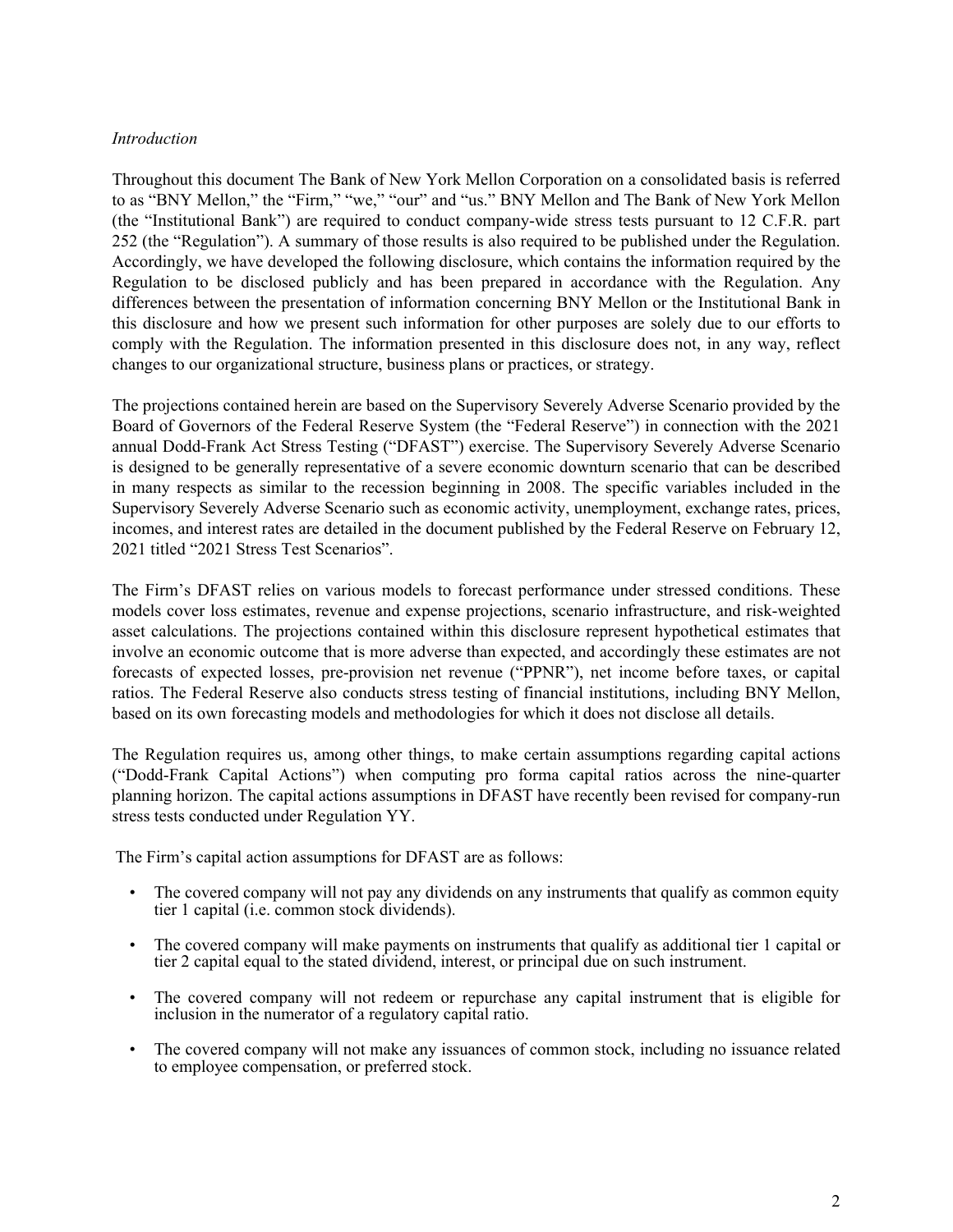*Introduction*

Throughout this document The Bank of New York Mellon Corporation on a consolidated basis is referred to as "BNY Mellon," the "Firm," "we," "our" and "us." BNY Mellon and The Bank of New York Mellon (the "Institutional Bank") are required to conduct company-wide stress tests pursuant to 12 C.F.R. part 252 (the "Regulation"). A summary of those results is also required to be published under the Regulation. Accordingly, we have developed the following disclosure, which contains the information required by the Regulation to be disclosed publicly and has been prepared in accordance with the Regulation. Any differences between the presentation of information concerning BNY Mellon or the Institutional Bank in this disclosure and how we present such information for other purposes are solely due to our efforts to comply with the Regulation. The information presented in this disclosure does not, in any way, reflect changes to our organizational structure, business plans or practices, or strategy.

The projections contained herein are based on the Supervisory Severely Adverse Scenario provided by the Board of Governors of the Federal Reserve System (the "Federal Reserve") in connection with the 2021 annual Dodd-Frank Act Stress Testing ("DFAST") exercise. The Supervisory Severely Adverse Scenario is designed to be generally representative of a severe economic downturn scenario that can be described in many respects as similar to the recession beginning in 2008. The specific variables included in the Supervisory Severely Adverse Scenario such as economic activity, unemployment, exchange rates, prices, incomes, and interest rates are detailed in the document published by the Federal Reserve on February 12, 2021 titled "2021 Stress Test Scenarios".

The Firm's DFAST relies on various models to forecast performance under stressed conditions. These models cover loss estimates, revenue and expense projections, scenario infrastructure, and risk-weighted asset calculations. The projections contained within this disclosure represent hypothetical estimates that involve an economic outcome that is more adverse than expected, and accordingly these estimates are not forecasts of expected losses, pre-provision net revenue ("PPNR"), net income before taxes, or capital ratios. The Federal Reserve also conducts stress testing of financial institutions, including BNY Mellon, based on its own forecasting models and methodologies for which it does not disclose all details.

The Regulation requires us, among other things, to make certain assumptions regarding capital actions ("Dodd-Frank Capital Actions") when computing pro forma capital ratios across the nine-quarter planning horizon. The capital actions assumptions in DFAST have recently been revised for company-run stress tests conducted under Regulation YY.

The Firm's capital action assumptions for DFAST are as follows:

- The covered company will not pay any dividends on any instruments that qualify as common equity tier 1 capital (i.e. common stock dividends).
- The covered company will make payments on instruments that qualify as additional tier 1 capital or tier 2 capital equal to the stated dividend, interest, or principal due on such instrument.
- The covered company will not redeem or repurchase any capital instrument that is eligible for inclusion in the numerator of a regulatory capital ratio.
- The covered company will not make any issuances of common stock, including no issuance related to employee compensation, or preferred stock.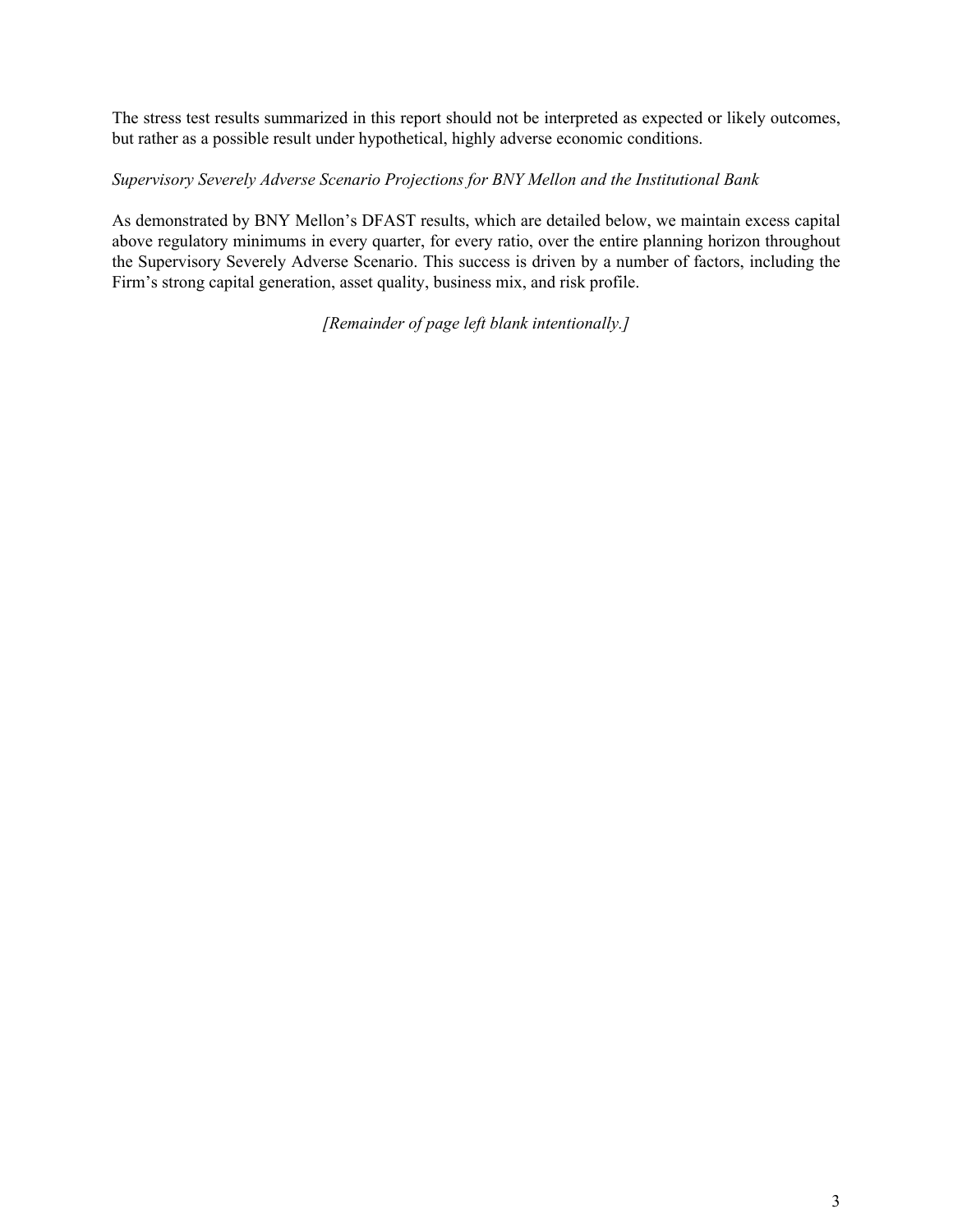The stress test results summarized in this report should not be interpreted as expected or likely outcomes, but rather as a possible result under hypothetical, highly adverse economic conditions.

*Supervisory Severely Adverse Scenario Projections for BNY Mellon and the Institutional Bank*

As demonstrated by BNY Mellon's DFAST results, which are detailed below, we maintain excess capital above regulatory minimums in every quarter, for every ratio, over the entire planning horizon throughout the Supervisory Severely Adverse Scenario. This success is driven by a number of factors, including the Firm's strong capital generation, asset quality, business mix, and risk profile.

*[Remainder of page left blank intentionally.]*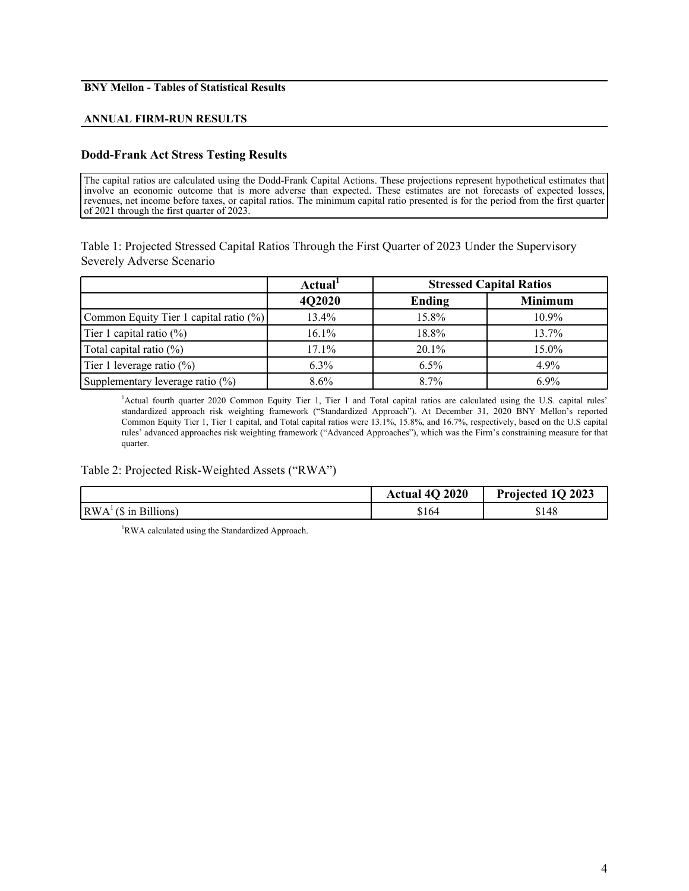**BNY Mellon - Tables of Statistical Results**

**ANNUAL FIRM-RUN RESULTS**

### Dodd-Frank Act Stress Testing Results

The capital ratios are calculated using the Dodd-Frank Capital Actions. These projections represent hypothetical estimates that involve an economic outcome that is more adverse than expected. These estimates are not forecasts of expected losses, revenues, net income before taxes, or capital ratios. The minimum capital ratio presented is for the period from the first quarter of 2021 through the first quarter of 2023.

Table 1: Projected Stressed Capital Ratios Through the First Quarter of 2023 Under the Supervisory Severely Adverse Scenario

| | Actual[1] | Stressed Capital Ratios | |
|---|---|---|---|
| | 4Q2020 | Ending | Minimum |
| Common Equity Tier 1 capital ratio (%) | 13.4% | 15.8% | 10.9% |
| Tier 1 capital ratio (%) | 16.1% | 18.8% | 13.7% |
| Total capital ratio (%) | 17.1% | 20.1% | 15.0% |
| Tier 1 leverage ratio (%) | 6.3% | 6.5% | 4.9% |
| Supplementary leverage ratio (%) | 8.6% | 8.7% | 6.9% |

[1]Actual fourth quarter 2020 Common Equity Tier 1, Tier 1 and Total capital ratios are calculated using the U.S. capital rules' standardized approach risk weighting framework ("Standardized Approach"). At December 31, 2020 BNY Mellon's reported Common Equity Tier 1, Tier 1 capital, and Total capital ratios were 13.1%, 15.8%, and 16.7%, respectively, based on the U.S capital rules' advanced approaches risk weighting framework ("Advanced Approaches"), which was the Firm's constraining measure for that quarter.

Table 2: Projected Risk-Weighted Assets ("RWA")

| | Actual 4Q 2020 | Projected 1Q 2023 |
|---|---|---|
| RWA[1] ($ in Billions) | $164 | $148 |

[1]RWA calculated using the Standardized Approach.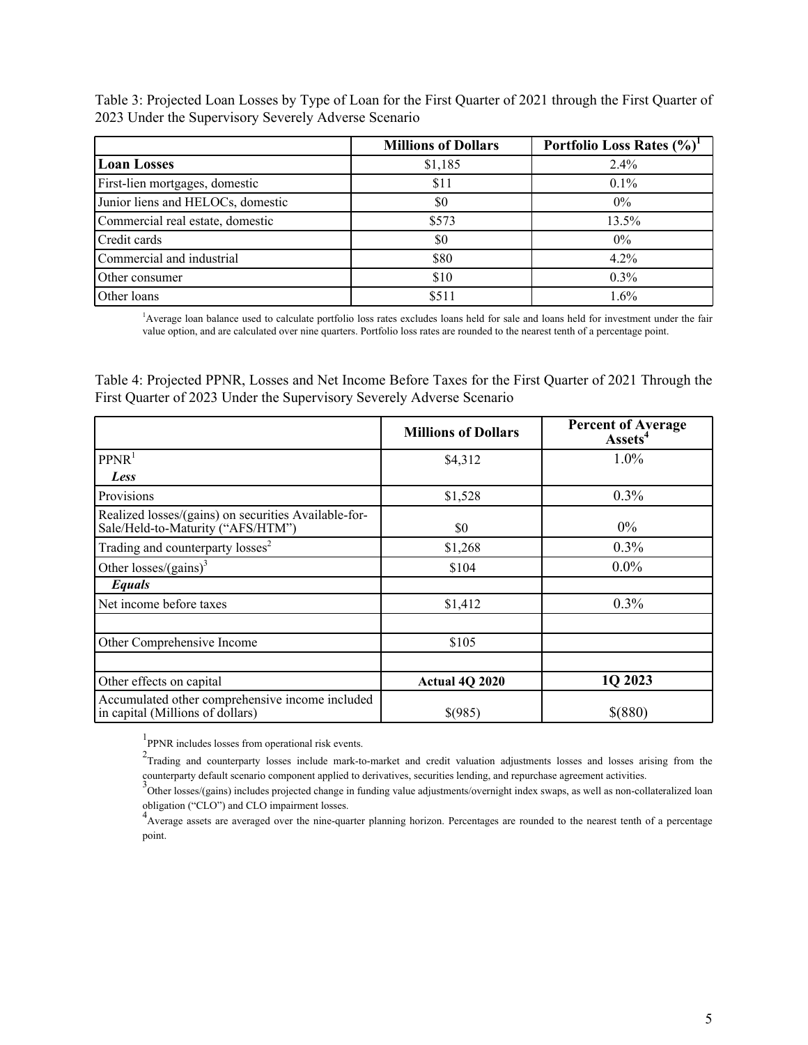Table 3: Projected Loan Losses by Type of Loan for the First Quarter of 2021 through the First Quarter of 2023 Under the Supervisory Severely Adverse Scenario

| | Millions of Dollars | Portfolio Loss Rates (%)[1] |
|---|---|---|
| **Loan Losses** | $1,185 | 2.4% |
| First-lien mortgages, domestic | $11 | 0.1% |
| Junior liens and HELOCs, domestic | $0 | 0% |
| Commercial real estate, domestic | $573 | 13.5% |
| Credit cards | $0 | 0% |
| Commercial and industrial | $80 | 4.2% |
| Other consumer | $10 | 0.3% |
| Other loans | $511 | 1.6% |

[1]Average loan balance used to calculate portfolio loss rates excludes loans held for sale and loans held for investment under the fair value option, and are calculated over nine quarters. Portfolio loss rates are rounded to the nearest tenth of a percentage point.

Table 4: Projected PPNR, Losses and Net Income Before Taxes for the First Quarter of 2021 Through the First Quarter of 2023 Under the Supervisory Severely Adverse Scenario

| | Millions of Dollars | Percent of Average Assets[4] |
|---|---|---|
| PPNR[1] | $4,312 | 1.0% |
| ***Less*** | | |
| Provisions | $1,528 | 0.3% |
| Realized losses/(gains) on securities Available-for-Sale/Held-to-Maturity ("AFS/HTM") | $0 | 0% |
| Trading and counterparty losses[2] | $1,268 | 0.3% |
| Other losses/(gains)[3] | $104 | 0.0% |
| ***Equals*** | | |
| Net income before taxes | $1,412 | 0.3% |
| | | |
| Other Comprehensive Income | $105 | |
| | | |
| Other effects on capital | **Actual 4Q 2020** | **1Q 2023** |
| Accumulated other comprehensive income included in capital (Millions of dollars) | $(985) | $(880) |

[1]PPNR includes losses from operational risk events.

[2]Trading and counterparty losses include mark-to-market and credit valuation adjustments losses and losses arising from the counterparty default scenario component applied to derivatives, securities lending, and repurchase agreement activities.

[3]Other losses/(gains) includes projected change in funding value adjustments/overnight index swaps, as well as non-collateralized loan obligation ("CLO") and CLO impairment losses.

[4]Average assets are averaged over the nine-quarter planning horizon. Percentages are rounded to the nearest tenth of a percentage point.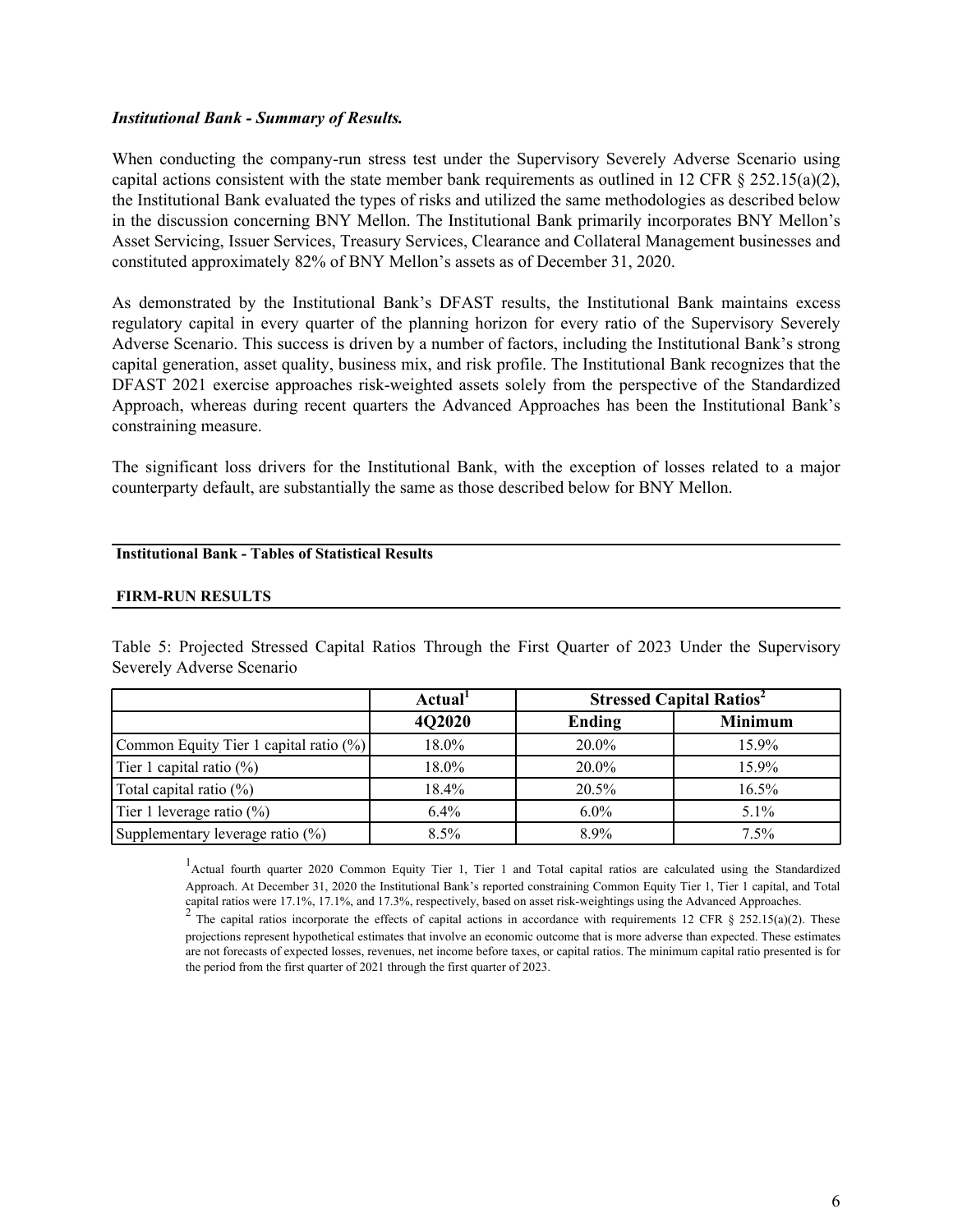***Institutional Bank - Summary of Results.***

When conducting the company-run stress test under the Supervisory Severely Adverse Scenario using capital actions consistent with the state member bank requirements as outlined in 12 CFR § 252.15(a)(2), the Institutional Bank evaluated the types of risks and utilized the same methodologies as described below in the discussion concerning BNY Mellon. The Institutional Bank primarily incorporates BNY Mellon's Asset Servicing, Issuer Services, Treasury Services, Clearance and Collateral Management businesses and constituted approximately 82% of BNY Mellon's assets as of December 31, 2020.

As demonstrated by the Institutional Bank's DFAST results, the Institutional Bank maintains excess regulatory capital in every quarter of the planning horizon for every ratio of the Supervisory Severely Adverse Scenario. This success is driven by a number of factors, including the Institutional Bank's strong capital generation, asset quality, business mix, and risk profile. The Institutional Bank recognizes that the DFAST 2021 exercise approaches risk-weighted assets solely from the perspective of the Standardized Approach, whereas during recent quarters the Advanced Approaches has been the Institutional Bank's constraining measure.

The significant loss drivers for the Institutional Bank, with the exception of losses related to a major counterparty default, are substantially the same as those described below for BNY Mellon.

**Institutional Bank - Tables of Statistical Results**

**FIRM-RUN RESULTS**

Table 5: Projected Stressed Capital Ratios Through the First Quarter of 2023 Under the Supervisory Severely Adverse Scenario

| | Actual[1] | Stressed Capital Ratios[2] | |
|---|---|---|---|
| | 4Q2020 | Ending | Minimum |
| Common Equity Tier 1 capital ratio (%) | 18.0% | 20.0% | 15.9% |
| Tier 1 capital ratio (%) | 18.0% | 20.0% | 15.9% |
| Total capital ratio (%) | 18.4% | 20.5% | 16.5% |
| Tier 1 leverage ratio (%) | 6.4% | 6.0% | 5.1% |
| Supplementary leverage ratio (%) | 8.5% | 8.9% | 7.5% |

[1] Actual fourth quarter 2020 Common Equity Tier 1, Tier 1 and Total capital ratios are calculated using the Standardized Approach. At December 31, 2020 the Institutional Bank's reported constraining Common Equity Tier 1, Tier 1 capital, and Total capital ratios were 17.1%, 17.1%, and 17.3%, respectively, based on asset risk-weightings using the Advanced Approaches.

[2] The capital ratios incorporate the effects of capital actions in accordance with requirements 12 CFR § 252.15(a)(2). These projections represent hypothetical estimates that involve an economic outcome that is more adverse than expected. These estimates are not forecasts of expected losses, revenues, net income before taxes, or capital ratios. The minimum capital ratio presented is for the period from the first quarter of 2021 through the first quarter of 2023.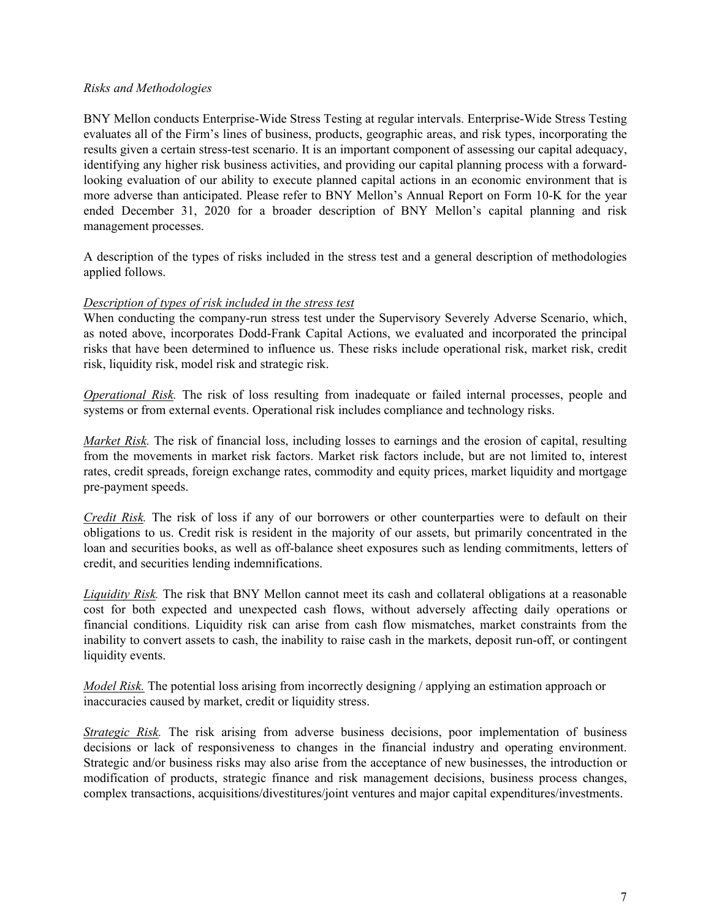*Risks and Methodologies*

BNY Mellon conducts Enterprise-Wide Stress Testing at regular intervals. Enterprise-Wide Stress Testing evaluates all of the Firm's lines of business, products, geographic areas, and risk types, incorporating the results given a certain stress-test scenario. It is an important component of assessing our capital adequacy, identifying any higher risk business activities, and providing our capital planning process with a forward-looking evaluation of our ability to execute planned capital actions in an economic environment that is more adverse than anticipated. Please refer to BNY Mellon's Annual Report on Form 10-K for the year ended December 31, 2020 for a broader description of BNY Mellon's capital planning and risk management processes.

A description of the types of risks included in the stress test and a general description of methodologies applied follows.

*Description of types of risk included in the stress test*

When conducting the company-run stress test under the Supervisory Severely Adverse Scenario, which, as noted above, incorporates Dodd-Frank Capital Actions, we evaluated and incorporated the principal risks that have been determined to influence us. These risks include operational risk, market risk, credit risk, liquidity risk, model risk and strategic risk.

*Operational Risk.* The risk of loss resulting from inadequate or failed internal processes, people and systems or from external events. Operational risk includes compliance and technology risks.

*Market Risk.* The risk of financial loss, including losses to earnings and the erosion of capital, resulting from the movements in market risk factors. Market risk factors include, but are not limited to, interest rates, credit spreads, foreign exchange rates, commodity and equity prices, market liquidity and mortgage pre-payment speeds.

*Credit Risk.* The risk of loss if any of our borrowers or other counterparties were to default on their obligations to us. Credit risk is resident in the majority of our assets, but primarily concentrated in the loan and securities books, as well as off-balance sheet exposures such as lending commitments, letters of credit, and securities lending indemnifications.

*Liquidity Risk.* The risk that BNY Mellon cannot meet its cash and collateral obligations at a reasonable cost for both expected and unexpected cash flows, without adversely affecting daily operations or financial conditions. Liquidity risk can arise from cash flow mismatches, market constraints from the inability to convert assets to cash, the inability to raise cash in the markets, deposit run-off, or contingent liquidity events.

*Model Risk.* The potential loss arising from incorrectly designing / applying an estimation approach or inaccuracies caused by market, credit or liquidity stress.

*Strategic Risk.* The risk arising from adverse business decisions, poor implementation of business decisions or lack of responsiveness to changes in the financial industry and operating environment. Strategic and/or business risks may also arise from the acceptance of new businesses, the introduction or modification of products, strategic finance and risk management decisions, business process changes, complex transactions, acquisitions/divestitures/joint ventures and major capital expenditures/investments.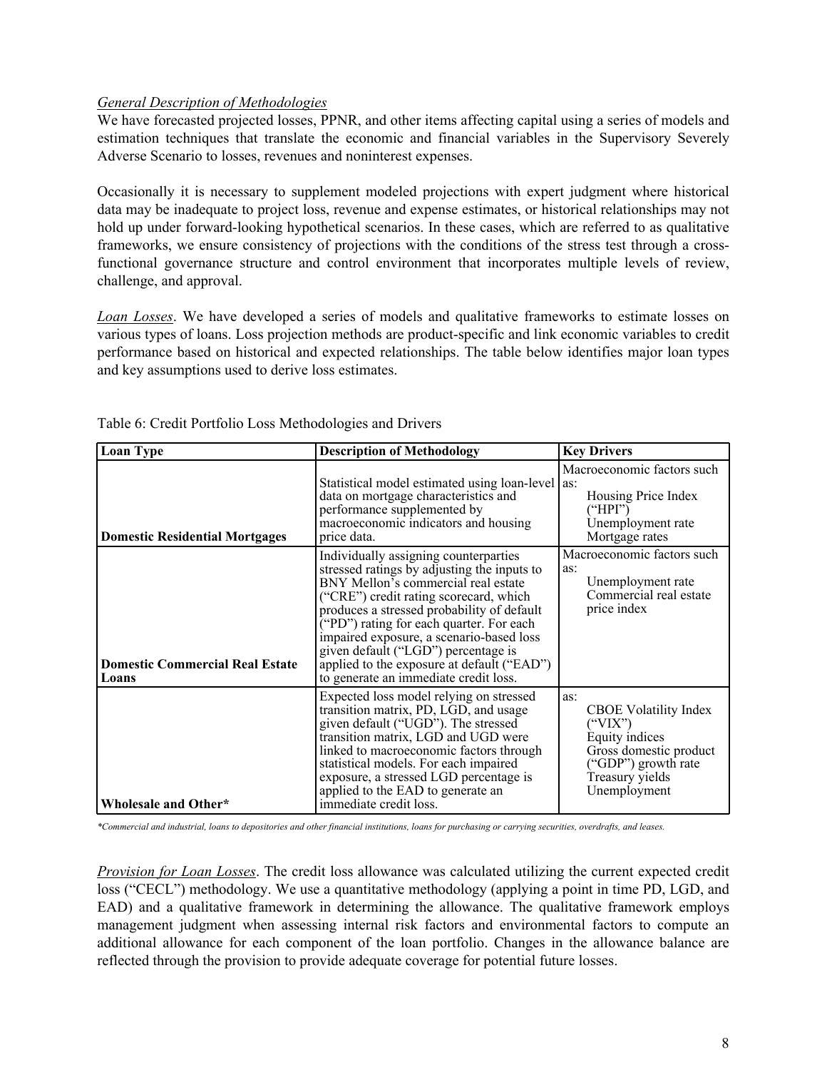*General Description of Methodologies*

We have forecasted projected losses, PPNR, and other items affecting capital using a series of models and estimation techniques that translate the economic and financial variables in the Supervisory Severely Adverse Scenario to losses, revenues and noninterest expenses.

Occasionally it is necessary to supplement modeled projections with expert judgment where historical data may be inadequate to project loss, revenue and expense estimates, or historical relationships may not hold up under forward-looking hypothetical scenarios. In these cases, which are referred to as qualitative frameworks, we ensure consistency of projections with the conditions of the stress test through a cross-functional governance structure and control environment that incorporates multiple levels of review, challenge, and approval.

*Loan Losses*. We have developed a series of models and qualitative frameworks to estimate losses on various types of loans. Loss projection methods are product-specific and link economic variables to credit performance based on historical and expected relationships. The table below identifies major loan types and key assumptions used to derive loss estimates.

Table 6: Credit Portfolio Loss Methodologies and Drivers

| Loan Type | Description of Methodology | Key Drivers |
|---|---|---|
| **Domestic Residential Mortgages** | Statistical model estimated using loan-level data on mortgage characteristics and performance supplemented by macroeconomic indicators and housing price data. | Macroeconomic factors such as:<br>Housing Price Index ("HPI")<br>Unemployment rate<br>Mortgage rates |
| **Domestic Commercial Real Estate Loans** | Individually assigning counterparties stressed ratings by adjusting the inputs to BNY Mellon's commercial real estate ("CRE") credit rating scorecard, which produces a stressed probability of default ("PD") rating for each quarter. For each impaired exposure, a scenario-based loss given default ("LGD") percentage is applied to the exposure at default ("EAD") to generate an immediate credit loss. | Macroeconomic factors such as:<br>Unemployment rate<br>Commercial real estate price index |
| **Wholesale and Other*** | Expected loss model relying on stressed transition matrix, PD, LGD, and usage given default ("UGD"). The stressed transition matrix, LGD and UGD were linked to macroeconomic factors through statistical models. For each impaired exposure, a stressed LGD percentage is applied to the EAD to generate an immediate credit loss. | as:<br>CBOE Volatility Index ("VIX")<br>Equity indices<br>Gross domestic product ("GDP") growth rate<br>Treasury yields<br>Unemployment |

*\*Commercial and industrial, loans to depositories and other financial institutions, loans for purchasing or carrying securities, overdrafts, and leases.*

*Provision for Loan Losses*. The credit loss allowance was calculated utilizing the current expected credit loss ("CECL") methodology. We use a quantitative methodology (applying a point in time PD, LGD, and EAD) and a qualitative framework in determining the allowance. The qualitative framework employs management judgment when assessing internal risk factors and environmental factors to compute an additional allowance for each component of the loan portfolio. Changes in the allowance balance are reflected through the provision to provide adequate coverage for potential future losses.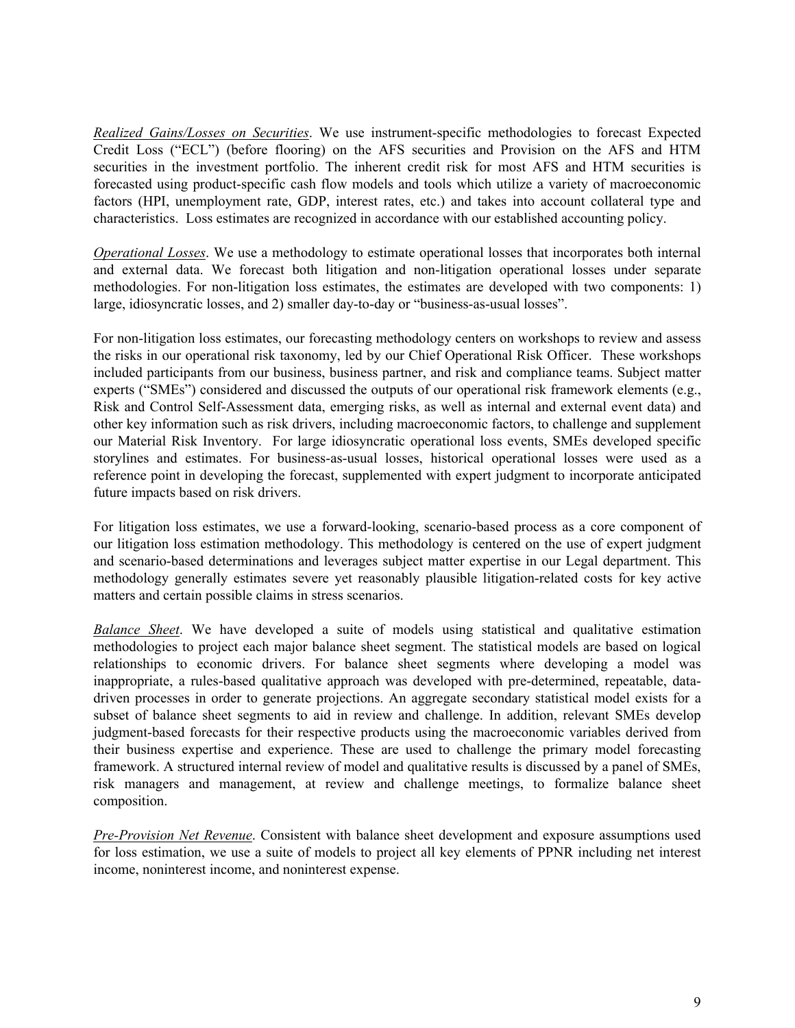*Realized Gains/Losses on Securities*. We use instrument-specific methodologies to forecast Expected Credit Loss ("ECL") (before flooring) on the AFS securities and Provision on the AFS and HTM securities in the investment portfolio. The inherent credit risk for most AFS and HTM securities is forecasted using product-specific cash flow models and tools which utilize a variety of macroeconomic factors (HPI, unemployment rate, GDP, interest rates, etc.) and takes into account collateral type and characteristics. Loss estimates are recognized in accordance with our established accounting policy.

*Operational Losses*. We use a methodology to estimate operational losses that incorporates both internal and external data. We forecast both litigation and non-litigation operational losses under separate methodologies. For non-litigation loss estimates, the estimates are developed with two components: 1) large, idiosyncratic losses, and 2) smaller day-to-day or "business-as-usual losses".

For non-litigation loss estimates, our forecasting methodology centers on workshops to review and assess the risks in our operational risk taxonomy, led by our Chief Operational Risk Officer. These workshops included participants from our business, business partner, and risk and compliance teams. Subject matter experts ("SMEs") considered and discussed the outputs of our operational risk framework elements (e.g., Risk and Control Self-Assessment data, emerging risks, as well as internal and external event data) and other key information such as risk drivers, including macroeconomic factors, to challenge and supplement our Material Risk Inventory. For large idiosyncratic operational loss events, SMEs developed specific storylines and estimates. For business-as-usual losses, historical operational losses were used as a reference point in developing the forecast, supplemented with expert judgment to incorporate anticipated future impacts based on risk drivers.

For litigation loss estimates, we use a forward-looking, scenario-based process as a core component of our litigation loss estimation methodology. This methodology is centered on the use of expert judgment and scenario-based determinations and leverages subject matter expertise in our Legal department. This methodology generally estimates severe yet reasonably plausible litigation-related costs for key active matters and certain possible claims in stress scenarios.

*Balance Sheet*. We have developed a suite of models using statistical and qualitative estimation methodologies to project each major balance sheet segment. The statistical models are based on logical relationships to economic drivers. For balance sheet segments where developing a model was inappropriate, a rules-based qualitative approach was developed with pre-determined, repeatable, data-driven processes in order to generate projections. An aggregate secondary statistical model exists for a subset of balance sheet segments to aid in review and challenge. In addition, relevant SMEs develop judgment-based forecasts for their respective products using the macroeconomic variables derived from their business expertise and experience. These are used to challenge the primary model forecasting framework. A structured internal review of model and qualitative results is discussed by a panel of SMEs, risk managers and management, at review and challenge meetings, to formalize balance sheet composition.

*Pre-Provision Net Revenue*. Consistent with balance sheet development and exposure assumptions used for loss estimation, we use a suite of models to project all key elements of PPNR including net interest income, noninterest income, and noninterest expense.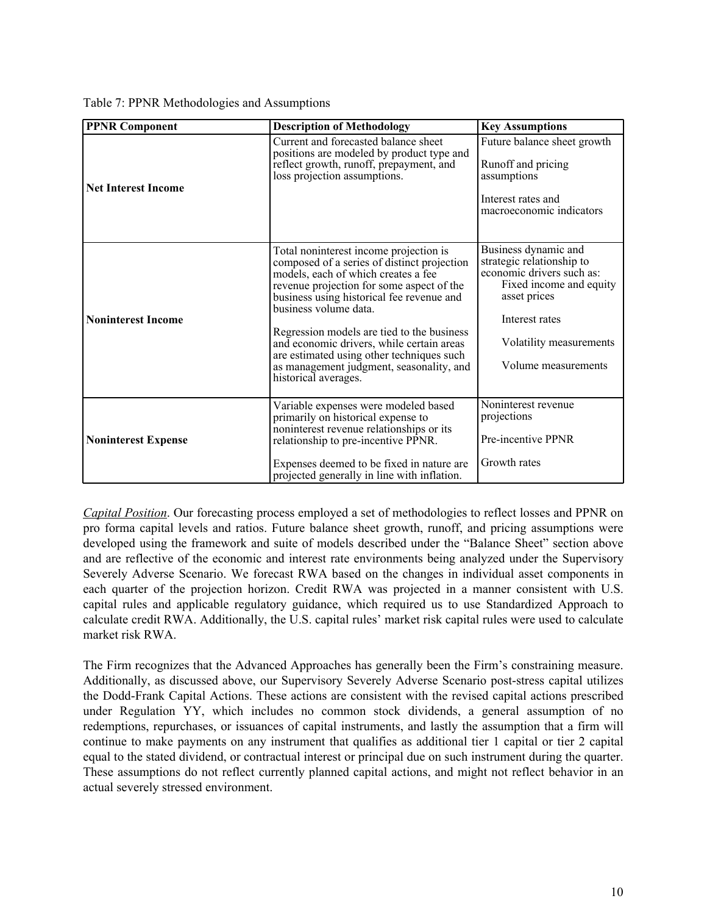Table 7: PPNR Methodologies and Assumptions

| PPNR Component | Description of Methodology | Key Assumptions |
|---|---|---|
| **Net Interest Income** | Current and forecasted balance sheet positions are modeled by product type and reflect growth, runoff, prepayment, and loss projection assumptions. | Future balance sheet growth<br><br>Runoff and pricing assumptions<br><br>Interest rates and macroeconomic indicators |
| **Noninterest Income** | Total noninterest income projection is composed of a series of distinct projection models, each of which creates a fee revenue projection for some aspect of the business using historical fee revenue and business volume data.<br><br>Regression models are tied to the business and economic drivers, while certain areas are estimated using other techniques such as management judgment, seasonality, and historical averages. | Business dynamic and strategic relationship to economic drivers such as:<br>Fixed income and equity asset prices<br><br>Interest rates<br><br>Volatility measurements<br><br>Volume measurements |
| **Noninterest Expense** | Variable expenses were modeled based primarily on historical expense to noninterest revenue relationships or its relationship to pre-incentive PPNR.<br><br>Expenses deemed to be fixed in nature are projected generally in line with inflation. | Noninterest revenue projections<br><br>Pre-incentive PPNR<br><br>Growth rates |

*Capital Position*. Our forecasting process employed a set of methodologies to reflect losses and PPNR on pro forma capital levels and ratios. Future balance sheet growth, runoff, and pricing assumptions were developed using the framework and suite of models described under the "Balance Sheet" section above and are reflective of the economic and interest rate environments being analyzed under the Supervisory Severely Adverse Scenario. We forecast RWA based on the changes in individual asset components in each quarter of the projection horizon. Credit RWA was projected in a manner consistent with U.S. capital rules and applicable regulatory guidance, which required us to use Standardized Approach to calculate credit RWA. Additionally, the U.S. capital rules' market risk capital rules were used to calculate market risk RWA.

The Firm recognizes that the Advanced Approaches has generally been the Firm's constraining measure. Additionally, as discussed above, our Supervisory Severely Adverse Scenario post-stress capital utilizes the Dodd-Frank Capital Actions. These actions are consistent with the revised capital actions prescribed under Regulation YY, which includes no common stock dividends, a general assumption of no redemptions, repurchases, or issuances of capital instruments, and lastly the assumption that a firm will continue to make payments on any instrument that qualifies as additional tier 1 capital or tier 2 capital equal to the stated dividend, or contractual interest or principal due on such instrument during the quarter. These assumptions do not reflect currently planned capital actions, and might not reflect behavior in an actual severely stressed environment.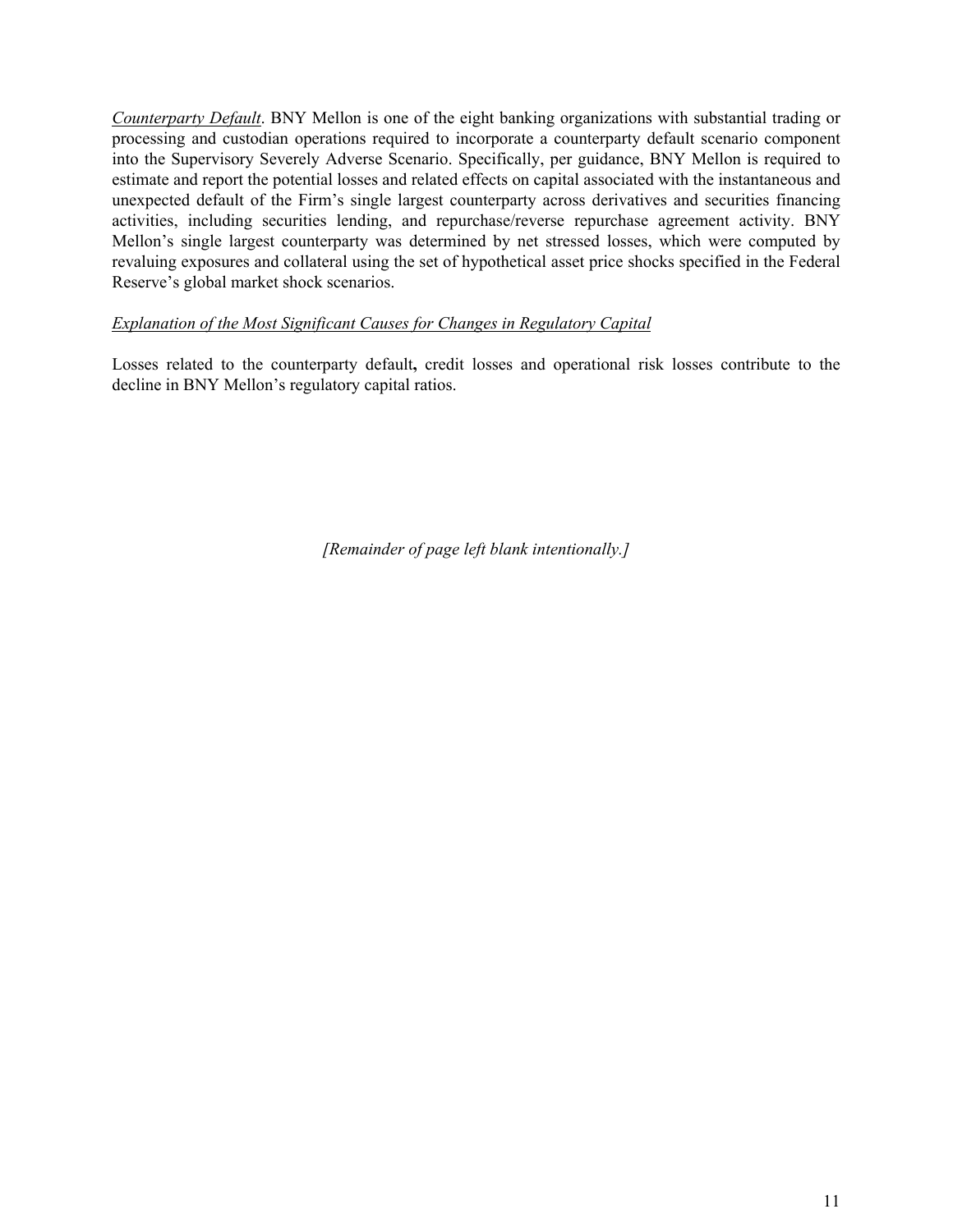*Counterparty Default*. BNY Mellon is one of the eight banking organizations with substantial trading or processing and custodian operations required to incorporate a counterparty default scenario component into the Supervisory Severely Adverse Scenario. Specifically, per guidance, BNY Mellon is required to estimate and report the potential losses and related effects on capital associated with the instantaneous and unexpected default of the Firm's single largest counterparty across derivatives and securities financing activities, including securities lending, and repurchase/reverse repurchase agreement activity. BNY Mellon's single largest counterparty was determined by net stressed losses, which were computed by revaluing exposures and collateral using the set of hypothetical asset price shocks specified in the Federal Reserve's global market shock scenarios.

*Explanation of the Most Significant Causes for Changes in Regulatory Capital*

Losses related to the counterparty default**,** credit losses and operational risk losses contribute to the decline in BNY Mellon's regulatory capital ratios.

*[Remainder of page left blank intentionally.]*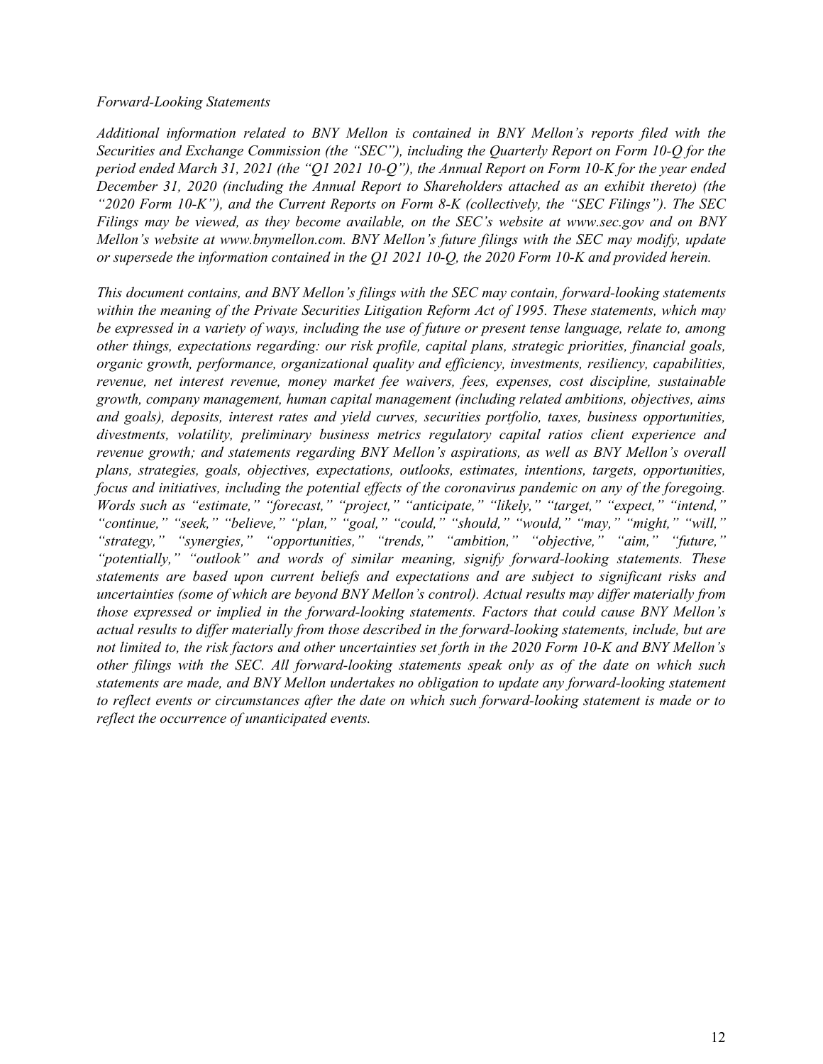*Forward-Looking Statements*

*Additional information related to BNY Mellon is contained in BNY Mellon's reports filed with the Securities and Exchange Commission (the "SEC"), including the Quarterly Report on Form 10-Q for the period ended March 31, 2021 (the "Q1 2021 10-Q"), the Annual Report on Form 10-K for the year ended December 31, 2020 (including the Annual Report to Shareholders attached as an exhibit thereto) (the "2020 Form 10-K"), and the Current Reports on Form 8-K (collectively, the "SEC Filings"). The SEC Filings may be viewed, as they become available, on the SEC's website at www.sec.gov and on BNY Mellon's website at www.bnymellon.com. BNY Mellon's future filings with the SEC may modify, update or supersede the information contained in the Q1 2021 10-Q, the 2020 Form 10-K and provided herein.*

*This document contains, and BNY Mellon's filings with the SEC may contain, forward-looking statements within the meaning of the Private Securities Litigation Reform Act of 1995. These statements, which may be expressed in a variety of ways, including the use of future or present tense language, relate to, among other things, expectations regarding: our risk profile, capital plans, strategic priorities, financial goals, organic growth, performance, organizational quality and efficiency, investments, resiliency, capabilities, revenue, net interest revenue, money market fee waivers, fees, expenses, cost discipline, sustainable growth, company management, human capital management (including related ambitions, objectives, aims and goals), deposits, interest rates and yield curves, securities portfolio, taxes, business opportunities, divestments, volatility, preliminary business metrics regulatory capital ratios client experience and revenue growth; and statements regarding BNY Mellon's aspirations, as well as BNY Mellon's overall plans, strategies, goals, objectives, expectations, outlooks, estimates, intentions, targets, opportunities, focus and initiatives, including the potential effects of the coronavirus pandemic on any of the foregoing. Words such as "estimate," "forecast," "project," "anticipate," "likely," "target," "expect," "intend," "continue," "seek," "believe," "plan," "goal," "could," "should," "would," "may," "might," "will," "strategy," "synergies," "opportunities," "trends," "ambition," "objective," "aim," "future," "potentially," "outlook" and words of similar meaning, signify forward-looking statements. These statements are based upon current beliefs and expectations and are subject to significant risks and uncertainties (some of which are beyond BNY Mellon's control). Actual results may differ materially from those expressed or implied in the forward-looking statements. Factors that could cause BNY Mellon's actual results to differ materially from those described in the forward-looking statements, include, but are not limited to, the risk factors and other uncertainties set forth in the 2020 Form 10-K and BNY Mellon's other filings with the SEC. All forward-looking statements speak only as of the date on which such statements are made, and BNY Mellon undertakes no obligation to update any forward-looking statement to reflect events or circumstances after the date on which such forward-looking statement is made or to reflect the occurrence of unanticipated events.*